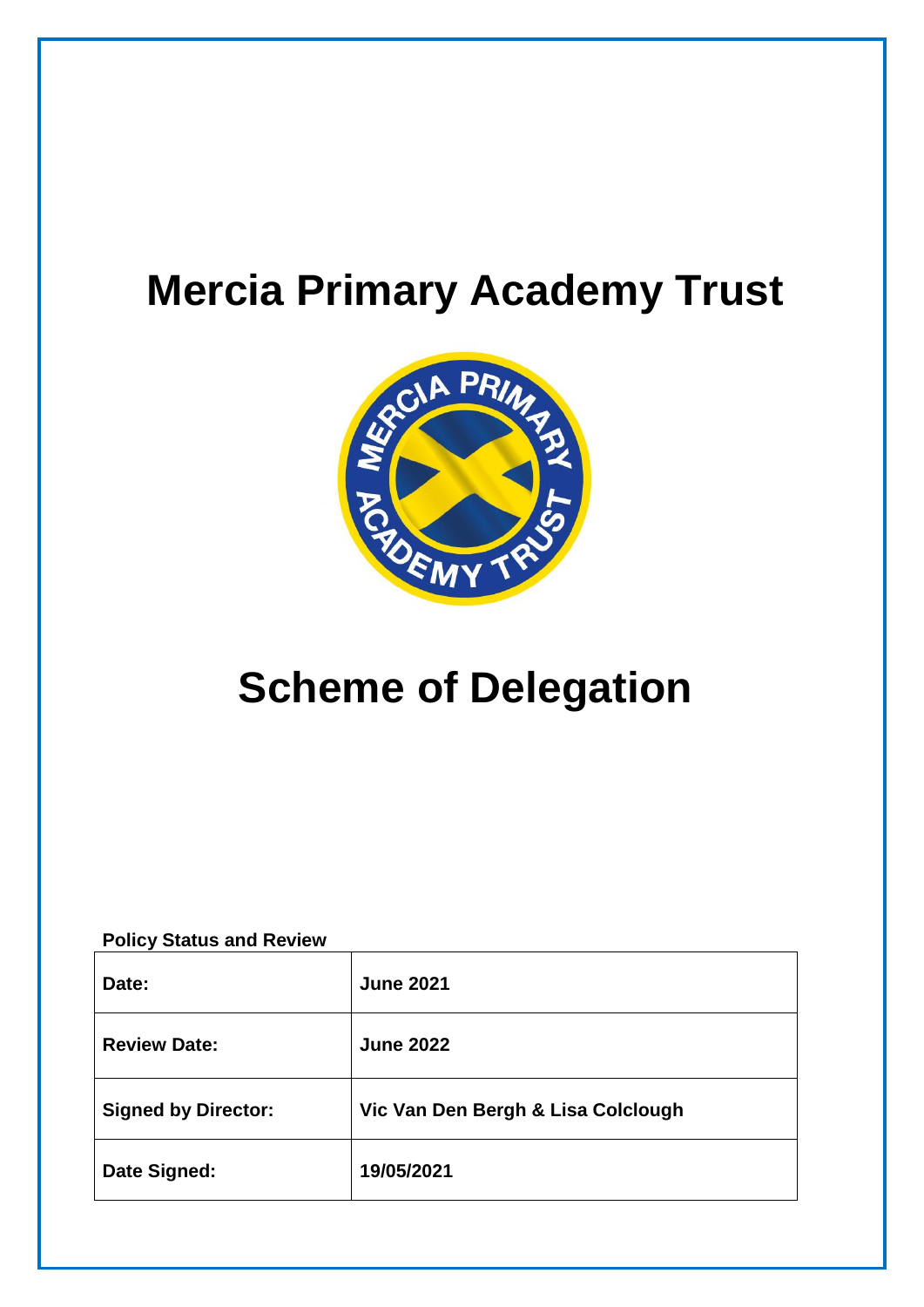# Mercia Primary Academy Trust

# Scheme of Delegation

**Policy Status and Review**

| Date: | June 2021 |
|---|---|
| Review Date: | June 2022 |
| Signed by Director: | Vic Van Den Bergh & Lisa Colclough |
| Date Signed: | 19/05/2021 |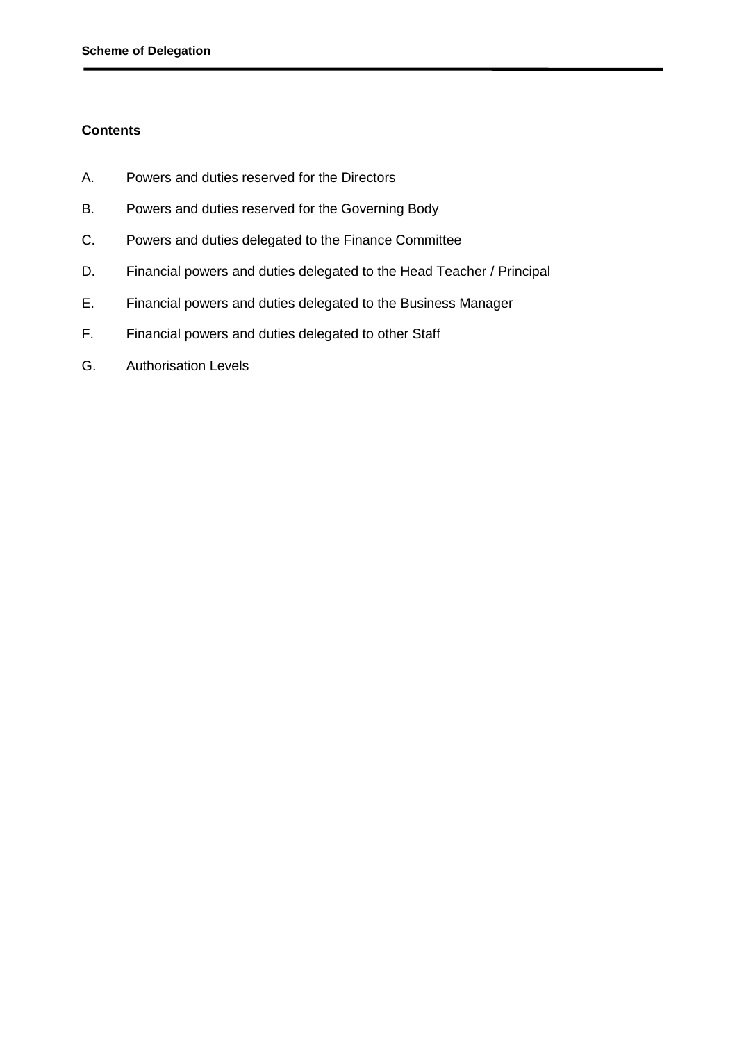## Contents

A. Powers and duties reserved for the Directors

B. Powers and duties reserved for the Governing Body

C. Powers and duties delegated to the Finance Committee

D. Financial powers and duties delegated to the Head Teacher / Principal

E. Financial powers and duties delegated to the Business Manager

F. Financial powers and duties delegated to other Staff

G. Authorisation Levels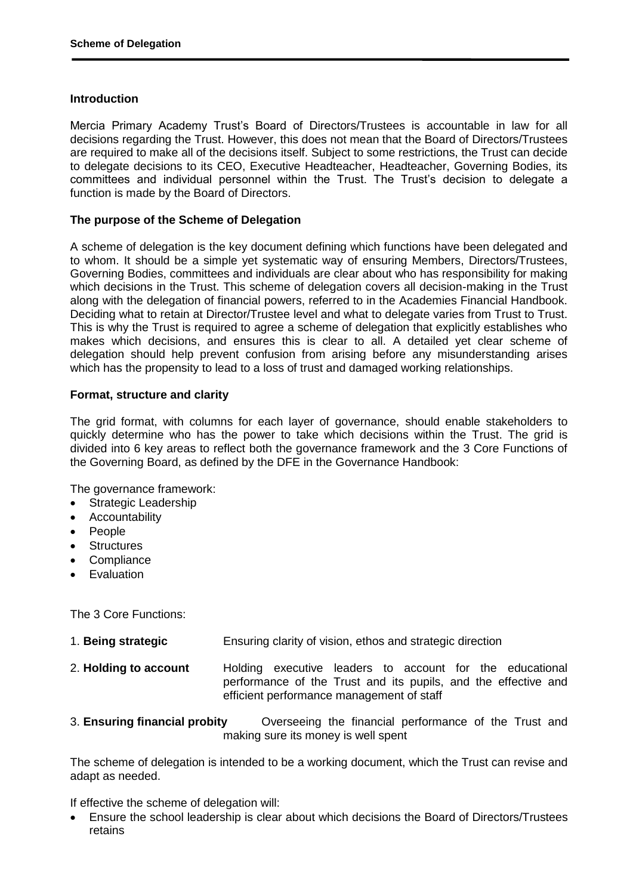## Introduction

Mercia Primary Academy Trust's Board of Directors/Trustees is accountable in law for all decisions regarding the Trust. However, this does not mean that the Board of Directors/Trustees are required to make all of the decisions itself. Subject to some restrictions, the Trust can decide to delegate decisions to its CEO, Executive Headteacher, Headteacher, Governing Bodies, its committees and individual personnel within the Trust. The Trust's decision to delegate a function is made by the Board of Directors.

## The purpose of the Scheme of Delegation

A scheme of delegation is the key document defining which functions have been delegated and to whom. It should be a simple yet systematic way of ensuring Members, Directors/Trustees, Governing Bodies, committees and individuals are clear about who has responsibility for making which decisions in the Trust. This scheme of delegation covers all decision-making in the Trust along with the delegation of financial powers, referred to in the Academies Financial Handbook. Deciding what to retain at Director/Trustee level and what to delegate varies from Trust to Trust. This is why the Trust is required to agree a scheme of delegation that explicitly establishes who makes which decisions, and ensures this is clear to all. A detailed yet clear scheme of delegation should help prevent confusion from arising before any misunderstanding arises which has the propensity to lead to a loss of trust and damaged working relationships.

## Format, structure and clarity

The grid format, with columns for each layer of governance, should enable stakeholders to quickly determine who has the power to take which decisions within the Trust. The grid is divided into 6 key areas to reflect both the governance framework and the 3 Core Functions of the Governing Board, as defined by the DFE in the Governance Handbook:

The governance framework:

- Strategic Leadership
- Accountability
- People
- Structures
- Compliance
- Evaluation

The 3 Core Functions:

1. **Being strategic** — Ensuring clarity of vision, ethos and strategic direction
2. **Holding to account** — Holding executive leaders to account for the educational performance of the Trust and its pupils, and the effective and efficient performance management of staff
3. **Ensuring financial probity** — Overseeing the financial performance of the Trust and making sure its money is well spent

The scheme of delegation is intended to be a working document, which the Trust can revise and adapt as needed.

If effective the scheme of delegation will:

- Ensure the school leadership is clear about which decisions the Board of Directors/Trustees retains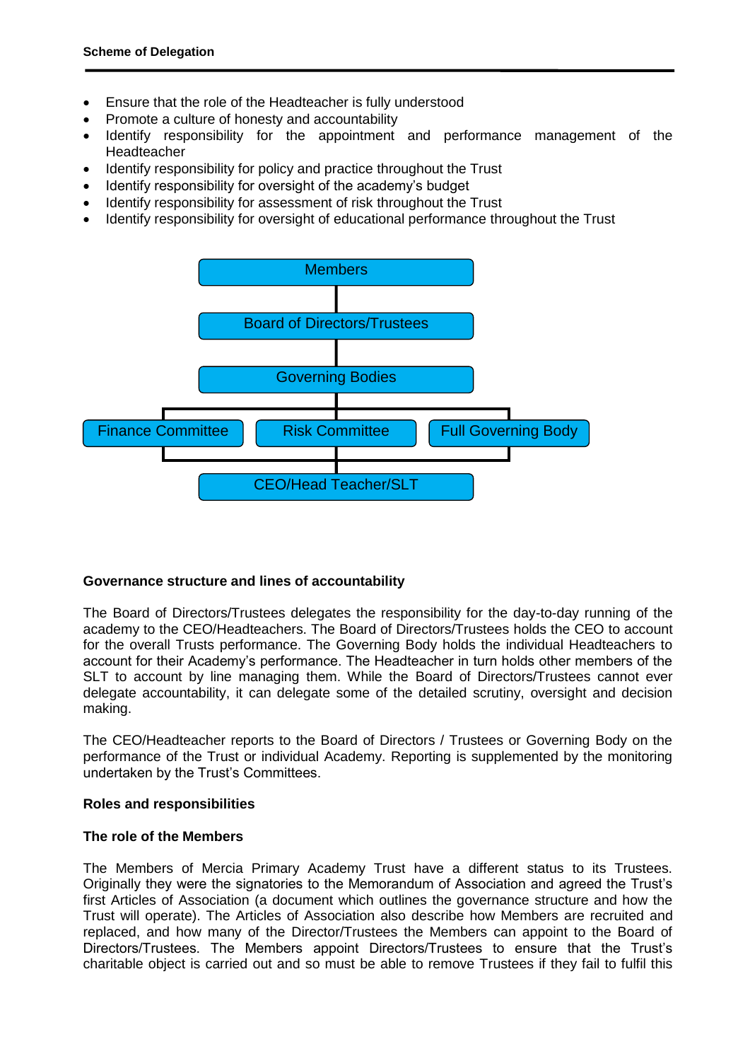- Ensure that the role of the Headteacher is fully understood
- Promote a culture of honesty and accountability
- Identify responsibility for the appointment and performance management of the Headteacher
- Identify responsibility for policy and practice throughout the Trust
- Identify responsibility for oversight of the academy's budget
- Identify responsibility for assessment of risk throughout the Trust
- Identify responsibility for oversight of educational performance throughout the Trust

Members

Board of Directors/Trustees

Governing Bodies

Finance Committee | Risk Committee | Full Governing Body

CEO/Head Teacher/SLT

**Governance structure and lines of accountability**

The Board of Directors/Trustees delegates the responsibility for the day-to-day running of the academy to the CEO/Headteachers. The Board of Directors/Trustees holds the CEO to account for the overall Trusts performance. The Governing Body holds the individual Headteachers to account for their Academy's performance. The Headteacher in turn holds other members of the SLT to account by line managing them. While the Board of Directors/Trustees cannot ever delegate accountability, it can delegate some of the detailed scrutiny, oversight and decision making.

The CEO/Headteacher reports to the Board of Directors / Trustees or Governing Body on the performance of the Trust or individual Academy. Reporting is supplemented by the monitoring undertaken by the Trust's Committees.

**Roles and responsibilities**

**The role of the Members**

The Members of Mercia Primary Academy Trust have a different status to its Trustees. Originally they were the signatories to the Memorandum of Association and agreed the Trust's first Articles of Association (a document which outlines the governance structure and how the Trust will operate). The Articles of Association also describe how Members are recruited and replaced, and how many of the Director/Trustees the Members can appoint to the Board of Directors/Trustees. The Members appoint Directors/Trustees to ensure that the Trust's charitable object is carried out and so must be able to remove Trustees if they fail to fulfil this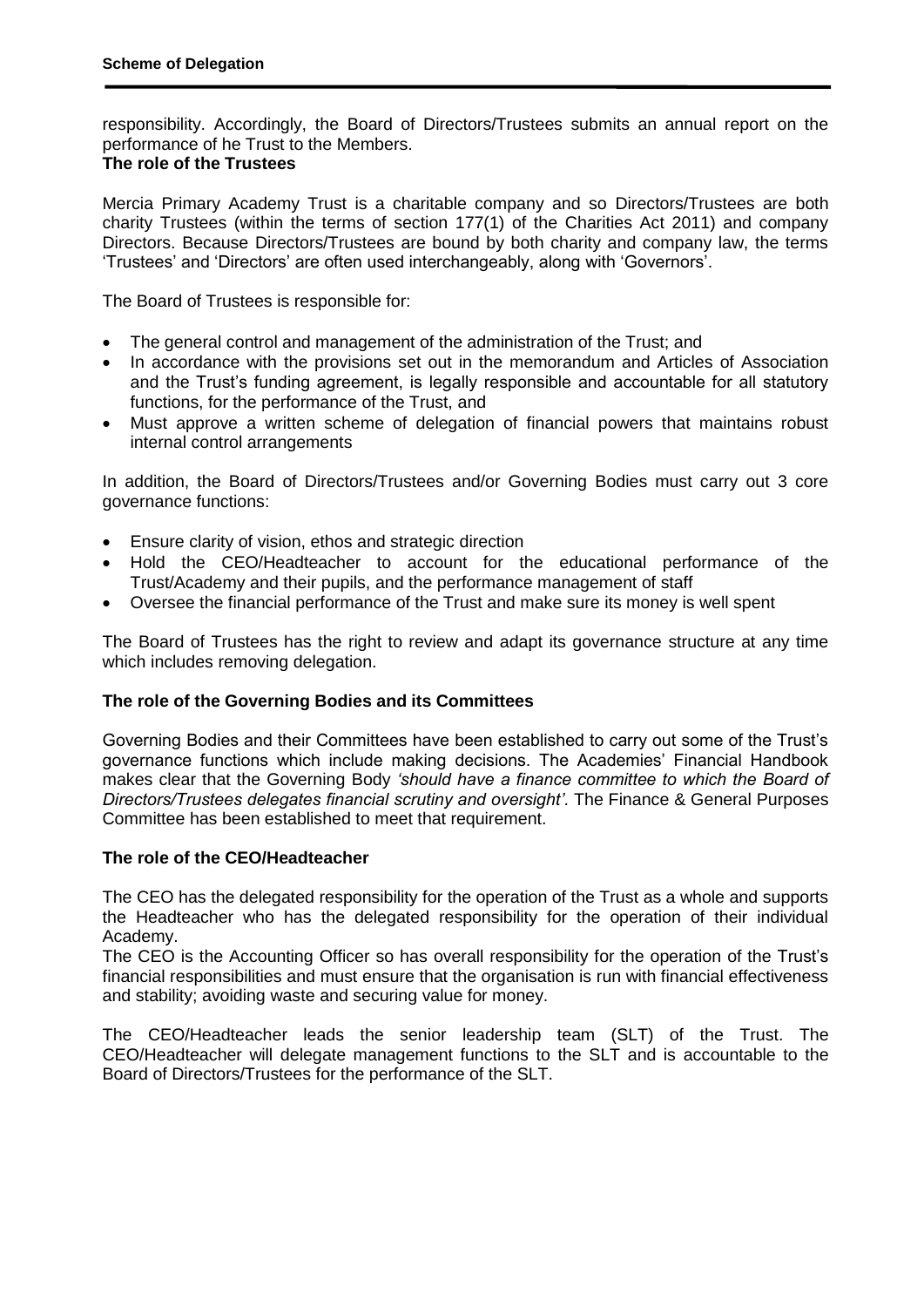responsibility. Accordingly, the Board of Directors/Trustees submits an annual report on the performance of he Trust to the Members.

**The role of the Trustees**

Mercia Primary Academy Trust is a charitable company and so Directors/Trustees are both charity Trustees (within the terms of section 177(1) of the Charities Act 2011) and company Directors. Because Directors/Trustees are bound by both charity and company law, the terms 'Trustees' and 'Directors' are often used interchangeably, along with 'Governors'.

The Board of Trustees is responsible for:

- The general control and management of the administration of the Trust; and
- In accordance with the provisions set out in the memorandum and Articles of Association and the Trust's funding agreement, is legally responsible and accountable for all statutory functions, for the performance of the Trust, and
- Must approve a written scheme of delegation of financial powers that maintains robust internal control arrangements

In addition, the Board of Directors/Trustees and/or Governing Bodies must carry out 3 core governance functions:

- Ensure clarity of vision, ethos and strategic direction
- Hold the CEO/Headteacher to account for the educational performance of the Trust/Academy and their pupils, and the performance management of staff
- Oversee the financial performance of the Trust and make sure its money is well spent

The Board of Trustees has the right to review and adapt its governance structure at any time which includes removing delegation.

**The role of the Governing Bodies and its Committees**

Governing Bodies and their Committees have been established to carry out some of the Trust's governance functions which include making decisions. The Academies' Financial Handbook makes clear that the Governing Body *'should have a finance committee to which the Board of Directors/Trustees delegates financial scrutiny and oversight'*. The Finance & General Purposes Committee has been established to meet that requirement.

**The role of the CEO/Headteacher**

The CEO has the delegated responsibility for the operation of the Trust as a whole and supports the Headteacher who has the delegated responsibility for the operation of their individual Academy.

The CEO is the Accounting Officer so has overall responsibility for the operation of the Trust's financial responsibilities and must ensure that the organisation is run with financial effectiveness and stability; avoiding waste and securing value for money.

The CEO/Headteacher leads the senior leadership team (SLT) of the Trust. The CEO/Headteacher will delegate management functions to the SLT and is accountable to the Board of Directors/Trustees for the performance of the SLT.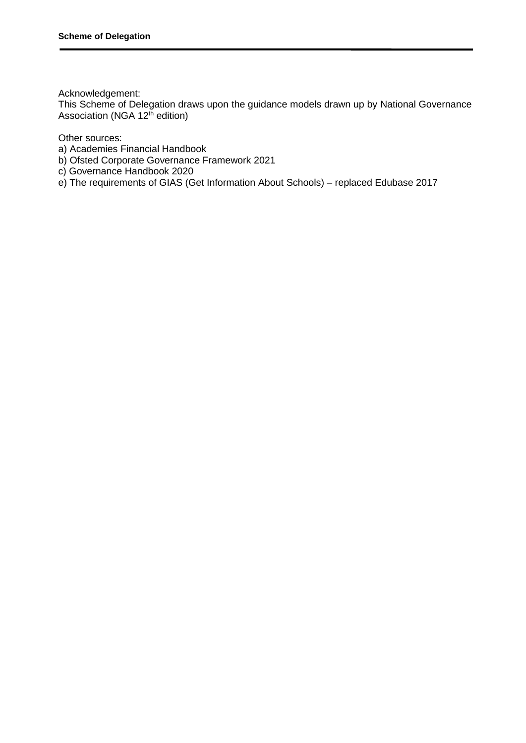Acknowledgement:
This Scheme of Delegation draws upon the guidance models drawn up by National Governance Association (NGA 12th edition)

Other sources:
a) Academies Financial Handbook
b) Ofsted Corporate Governance Framework 2021
c) Governance Handbook 2020
e) The requirements of GIAS (Get Information About Schools) – replaced Edubase 2017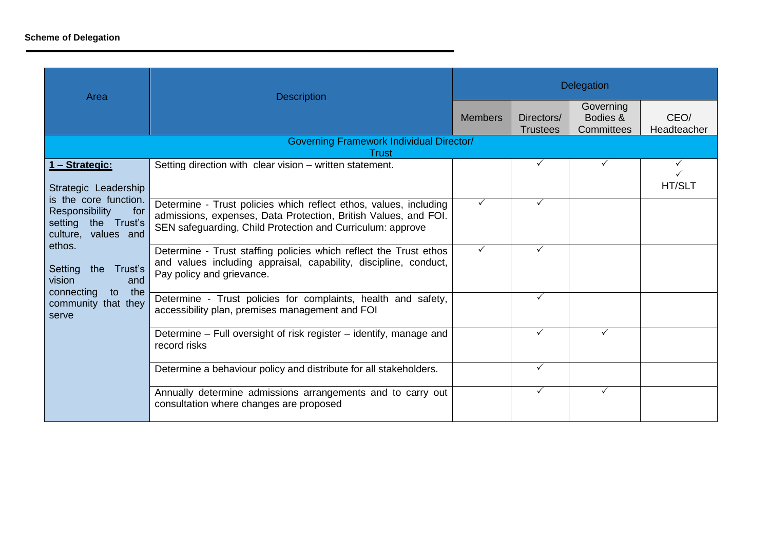**Scheme of Delegation**

| Area | Description | Delegation | | | |
|---|---|---|---|---|---|
| | | Members | Directors/ Trustees | Governing Bodies & Committees | CEO/ Headteacher |
| Governing Framework Individual Director/ Trust | | | | | |
| **1 – Strategic:** Strategic Leadership is the core function. Responsibility for setting the Trust's culture, values and ethos. Setting the Trust's vision and connecting to the community that they serve | Setting direction with clear vision – written statement. | | ✓ | ✓ | ✓ ✓ HT/SLT |
| | Determine - Trust policies which reflect ethos, values, including admissions, expenses, Data Protection, British Values, and FOI. SEN safeguarding, Child Protection and Curriculum: approve | ✓ | ✓ | | |
| | Determine - Trust staffing policies which reflect the Trust ethos and values including appraisal, capability, discipline, conduct, Pay policy and grievance. | ✓ | ✓ | | |
| | Determine - Trust policies for complaints, health and safety, accessibility plan, premises management and FOI | | ✓ | | |
| | Determine – Full oversight of risk register – identify, manage and record risks | | ✓ | ✓ | |
| | Determine a behaviour policy and distribute for all stakeholders. | | ✓ | | |
| | Annually determine admissions arrangements and to carry out consultation where changes are proposed | | ✓ | ✓ | |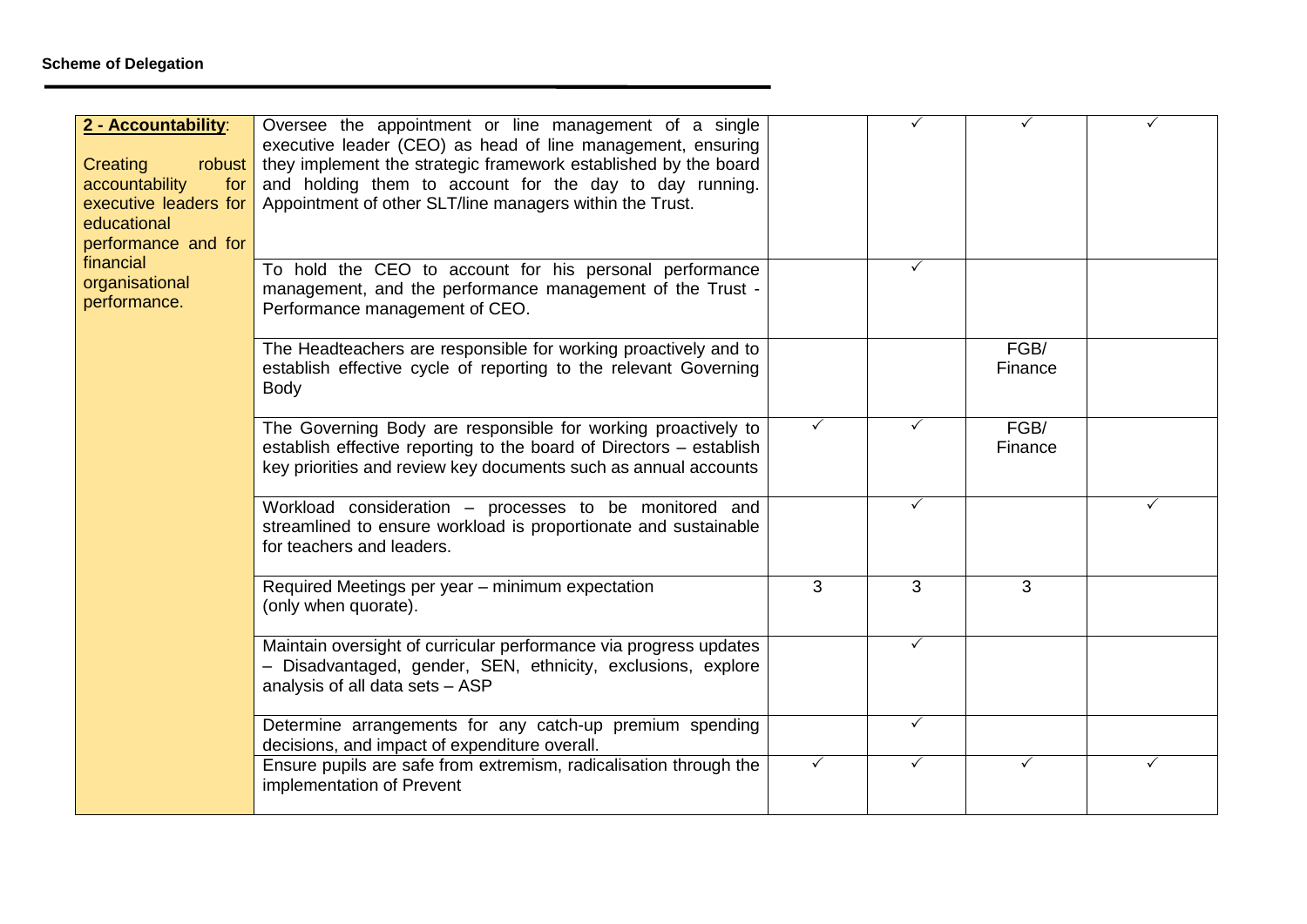**Scheme of Delegation**

| | | | | | |
|---|---|---|---|---|---|
| **2 - Accountability**: Creating robust accountability for executive leaders for educational performance and for financial organisational performance. | Oversee the appointment or line management of a single executive leader (CEO) as head of line management, ensuring they implement the strategic framework established by the board and holding them to account for the day to day running. Appointment of other SLT/line managers within the Trust. | | ✓ | ✓ | ✓ |
| | To hold the CEO to account for his personal performance management, and the performance management of the Trust - Performance management of CEO. | | ✓ | | |
| | The Headteachers are responsible for working proactively and to establish effective cycle of reporting to the relevant Governing Body | | | FGB/ Finance | |
| | The Governing Body are responsible for working proactively to establish effective reporting to the board of Directors – establish key priorities and review key documents such as annual accounts | ✓ | ✓ | FGB/ Finance | |
| | Workload consideration – processes to be monitored and streamlined to ensure workload is proportionate and sustainable for teachers and leaders. | | ✓ | | ✓ |
| | Required Meetings per year – minimum expectation (only when quorate). | 3 | 3 | 3 | |
| | Maintain oversight of curricular performance via progress updates – Disadvantaged, gender, SEN, ethnicity, exclusions, explore analysis of all data sets – ASP | | ✓ | | |
| | Determine arrangements for any catch-up premium spending decisions, and impact of expenditure overall. | | ✓ | | |
| | Ensure pupils are safe from extremism, radicalisation through the implementation of Prevent | ✓ | ✓ | ✓ | ✓ |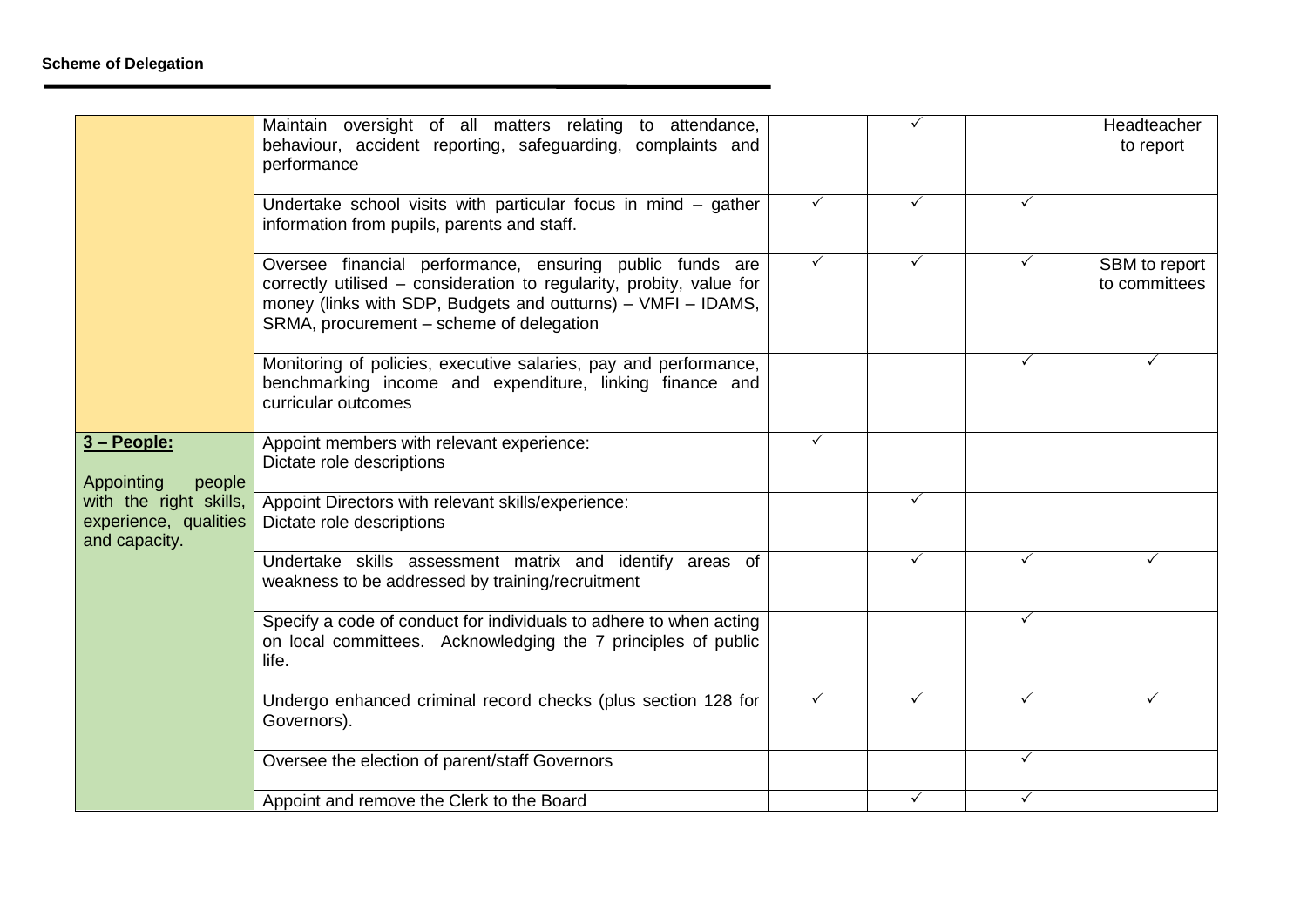| | | | | | |
|---|---|---|---|---|---|
| | Maintain oversight of all matters relating to attendance, behaviour, accident reporting, safeguarding, complaints and performance | | ✓ | | Headteacher to report |
| | Undertake school visits with particular focus in mind – gather information from pupils, parents and staff. | ✓ | ✓ | ✓ | |
| | Oversee financial performance, ensuring public funds are correctly utilised – consideration to regularity, probity, value for money (links with SDP, Budgets and outturns) – VMFI – IDAMS, SRMA, procurement – scheme of delegation | ✓ | ✓ | ✓ | SBM to report to committees |
| | Monitoring of policies, executive salaries, pay and performance, benchmarking income and expenditure, linking finance and curricular outcomes | | | ✓ | ✓ |
| **3 – People:** Appointing people with the right skills, experience, qualities and capacity. | Appoint members with relevant experience: Dictate role descriptions | ✓ | | | |
| | Appoint Directors with relevant skills/experience: Dictate role descriptions | | ✓ | | |
| | Undertake skills assessment matrix and identify areas of weakness to be addressed by training/recruitment | | ✓ | ✓ | ✓ |
| | Specify a code of conduct for individuals to adhere to when acting on local committees. Acknowledging the 7 principles of public life. | | | ✓ | |
| | Undergo enhanced criminal record checks (plus section 128 for Governors). | ✓ | ✓ | ✓ | ✓ |
| | Oversee the election of parent/staff Governors | | | ✓ | |
| | Appoint and remove the Clerk to the Board | | ✓ | ✓ | |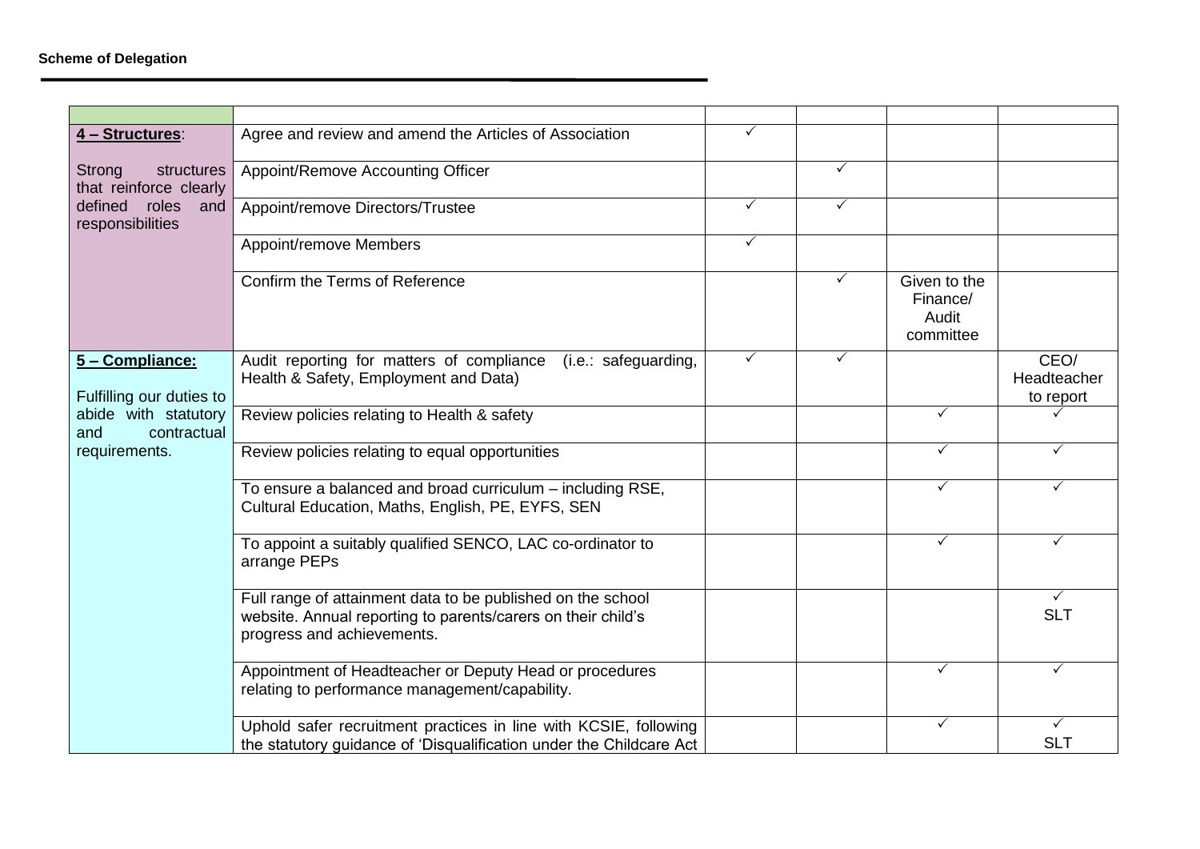**Scheme of Delegation**

| | | | | | |
|---|---|---|---|---|---|
| **4 – Structures**:<br><br>Strong structures that reinforce clearly defined roles and responsibilities | Agree and review and amend the Articles of Association | ✓ | | | |
| | Appoint/Remove Accounting Officer | | ✓ | | |
| | Appoint/remove Directors/Trustee | ✓ | ✓ | | |
| | Appoint/remove Members | ✓ | | | |
| | Confirm the Terms of Reference | | ✓ | Given to the Finance/ Audit committee | |
| **5 – Compliance:**<br><br>Fulfilling our duties to abide with statutory and contractual requirements. | Audit reporting for matters of compliance (i.e.: safeguarding, Health & Safety, Employment and Data) | ✓ | ✓ | | CEO/ Headteacher to report |
| | Review policies relating to Health & safety | | | ✓ | ✓ |
| | Review policies relating to equal opportunities | | | ✓ | ✓ |
| | To ensure a balanced and broad curriculum – including RSE, Cultural Education, Maths, English, PE, EYFS, SEN | | | ✓ | ✓ |
| | To appoint a suitably qualified SENCO, LAC co-ordinator to arrange PEPs | | | ✓ | ✓ |
| | Full range of attainment data to be published on the school website. Annual reporting to parents/carers on their child's progress and achievements. | | | | ✓ SLT |
| | Appointment of Headteacher or Deputy Head or procedures relating to performance management/capability. | | | ✓ | ✓ |
| | Uphold safer recruitment practices in line with KCSIE, following the statutory guidance of 'Disqualification under the Childcare Act | | | ✓ | ✓ SLT |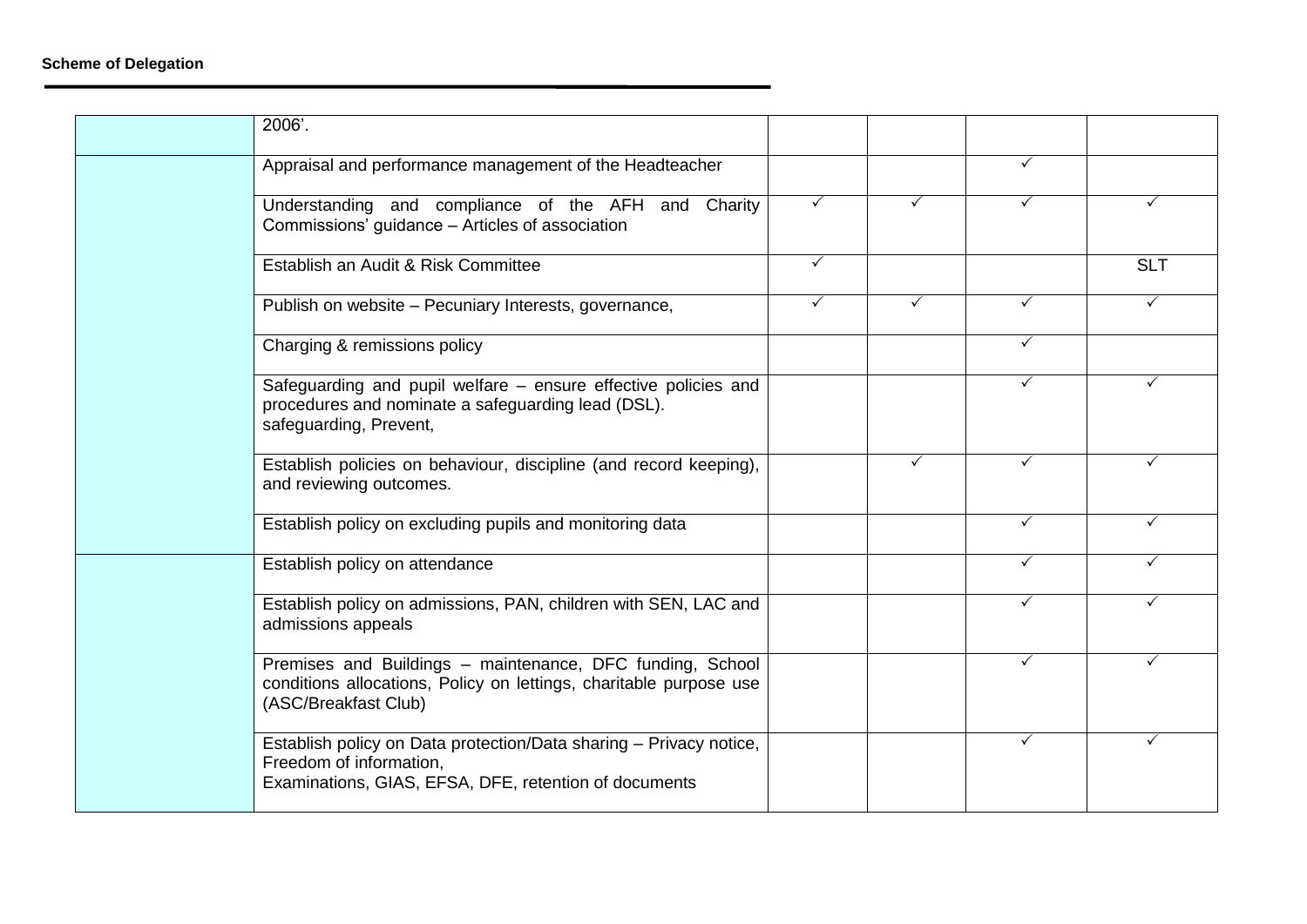| | | | | | |
|---|---|---|---|---|---|
| | 2006'. | | | | |
| | Appraisal and performance management of the Headteacher | | | ✓ | |
| | Understanding and compliance of the AFH and Charity Commissions' guidance – Articles of association | ✓ | ✓ | ✓ | ✓ |
| | Establish an Audit & Risk Committee | ✓ | | | SLT |
| | Publish on website – Pecuniary Interests, governance, | ✓ | ✓ | ✓ | ✓ |
| | Charging & remissions policy | | | ✓ | |
| | Safeguarding and pupil welfare – ensure effective policies and procedures and nominate a safeguarding lead (DSL). safeguarding, Prevent, | | | ✓ | ✓ |
| | Establish policies on behaviour, discipline (and record keeping), and reviewing outcomes. | | ✓ | ✓ | ✓ |
| | Establish policy on excluding pupils and monitoring data | | | ✓ | ✓ |
| | Establish policy on attendance | | | ✓ | ✓ |
| | Establish policy on admissions, PAN, children with SEN, LAC and admissions appeals | | | ✓ | ✓ |
| | Premises and Buildings – maintenance, DFC funding, School conditions allocations, Policy on lettings, charitable purpose use (ASC/Breakfast Club) | | | ✓ | ✓ |
| | Establish policy on Data protection/Data sharing – Privacy notice, Freedom of information, Examinations, GIAS, EFSA, DFE, retention of documents | | | ✓ | ✓ |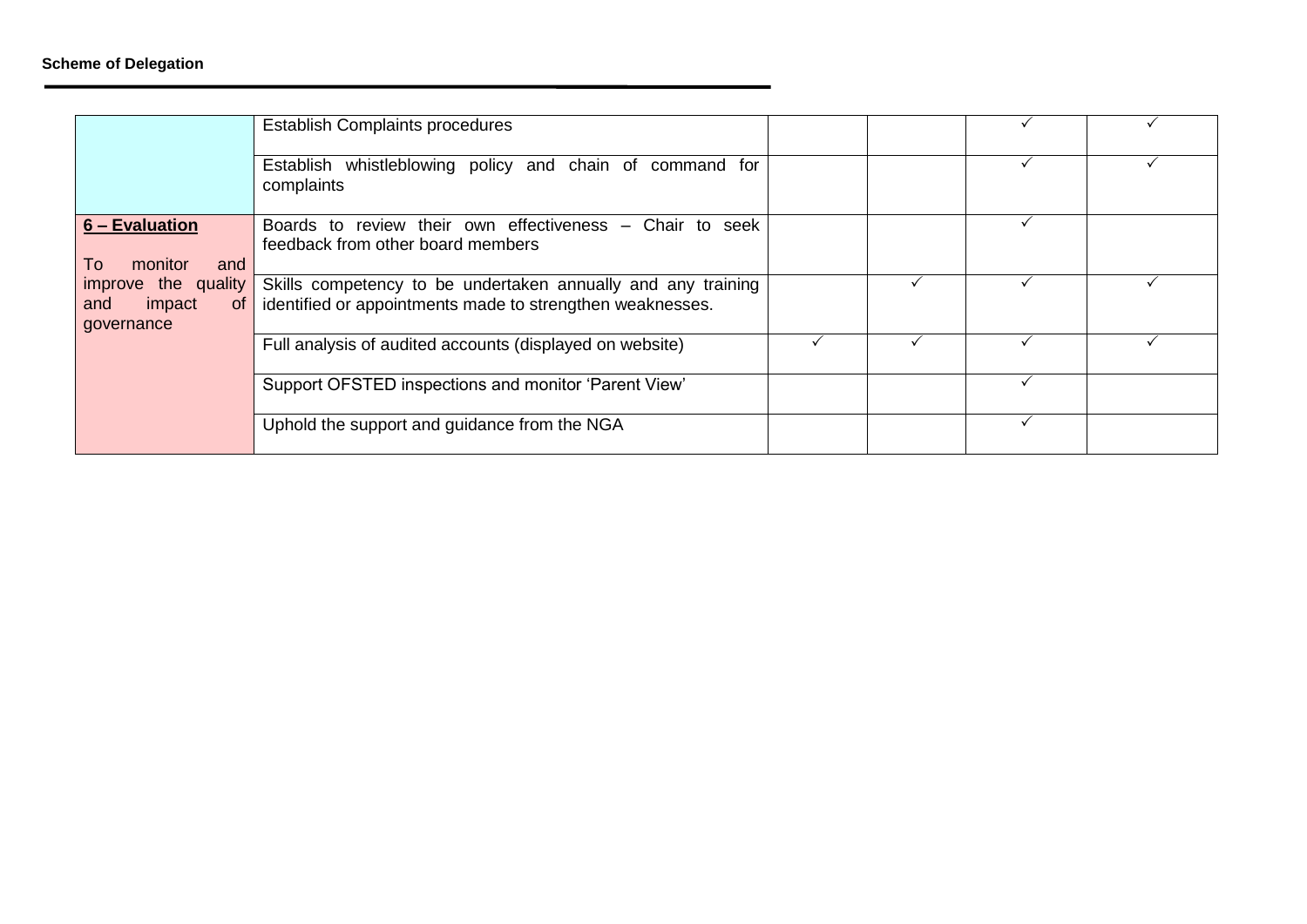**Scheme of Delegation**

| | | | | | |
|---|---|---|---|---|---|
| | Establish Complaints procedures | | | ✓ | ✓ |
| | Establish whistleblowing policy and chain of command for complaints | | | ✓ | ✓ |
| **6 – Evaluation** To monitor and improve the quality and impact of governance | Boards to review their own effectiveness – Chair to seek feedback from other board members | | | ✓ | |
| | Skills competency to be undertaken annually and any training identified or appointments made to strengthen weaknesses. | | ✓ | ✓ | ✓ |
| | Full analysis of audited accounts (displayed on website) | ✓ | ✓ | ✓ | ✓ |
| | Support OFSTED inspections and monitor 'Parent View' | | | ✓ | |
| | Uphold the support and guidance from the NGA | | | ✓ | |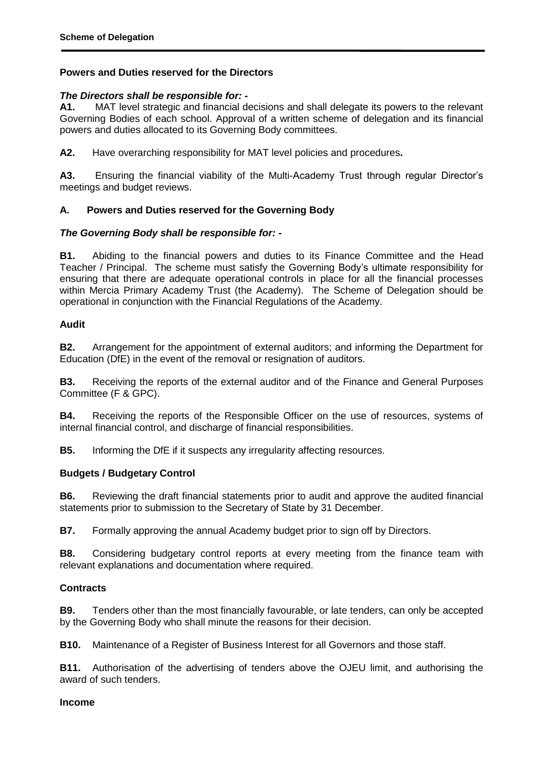**Powers and Duties reserved for the Directors**

***The Directors shall be responsible for: -***

**A1.** MAT level strategic and financial decisions and shall delegate its powers to the relevant Governing Bodies of each school. Approval of a written scheme of delegation and its financial powers and duties allocated to its Governing Body committees.

**A2.** Have overarching responsibility for MAT level policies and procedures**.**

**A3.** Ensuring the financial viability of the Multi-Academy Trust through regular Director's meetings and budget reviews.

**A. Powers and Duties reserved for the Governing Body**

***The Governing Body shall be responsible for: -***

**B1.** Abiding to the financial powers and duties to its Finance Committee and the Head Teacher / Principal. The scheme must satisfy the Governing Body's ultimate responsibility for ensuring that there are adequate operational controls in place for all the financial processes within Mercia Primary Academy Trust (the Academy). The Scheme of Delegation should be operational in conjunction with the Financial Regulations of the Academy.

**Audit**

**B2.** Arrangement for the appointment of external auditors; and informing the Department for Education (DfE) in the event of the removal or resignation of auditors.

**B3.** Receiving the reports of the external auditor and of the Finance and General Purposes Committee (F & GPC).

**B4.** Receiving the reports of the Responsible Officer on the use of resources, systems of internal financial control, and discharge of financial responsibilities.

**B5.** Informing the DfE if it suspects any irregularity affecting resources.

**Budgets / Budgetary Control**

**B6.** Reviewing the draft financial statements prior to audit and approve the audited financial statements prior to submission to the Secretary of State by 31 December.

**B7.** Formally approving the annual Academy budget prior to sign off by Directors.

**B8.** Considering budgetary control reports at every meeting from the finance team with relevant explanations and documentation where required.

**Contracts**

**B9.** Tenders other than the most financially favourable, or late tenders, can only be accepted by the Governing Body who shall minute the reasons for their decision.

**B10.** Maintenance of a Register of Business Interest for all Governors and those staff.

**B11.** Authorisation of the advertising of tenders above the OJEU limit, and authorising the award of such tenders.

**Income**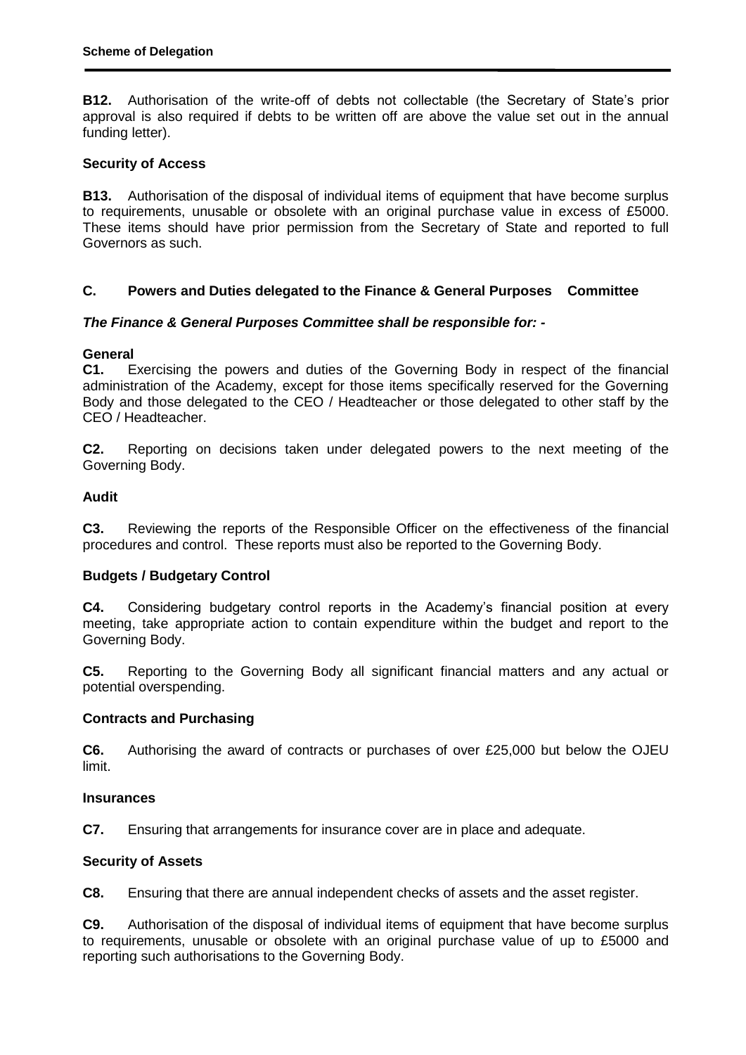**B12.** Authorisation of the write-off of debts not collectable (the Secretary of State's prior approval is also required if debts to be written off are above the value set out in the annual funding letter).

**Security of Access**

**B13.** Authorisation of the disposal of individual items of equipment that have become surplus to requirements, unusable or obsolete with an original purchase value in excess of £5000. These items should have prior permission from the Secretary of State and reported to full Governors as such.

## C. Powers and Duties delegated to the Finance & General Purposes Committee

***The Finance & General Purposes Committee shall be responsible for: -***

**General**

**C1.** Exercising the powers and duties of the Governing Body in respect of the financial administration of the Academy, except for those items specifically reserved for the Governing Body and those delegated to the CEO / Headteacher or those delegated to other staff by the CEO / Headteacher.

**C2.** Reporting on decisions taken under delegated powers to the next meeting of the Governing Body.

**Audit**

**C3.** Reviewing the reports of the Responsible Officer on the effectiveness of the financial procedures and control. These reports must also be reported to the Governing Body.

**Budgets / Budgetary Control**

**C4.** Considering budgetary control reports in the Academy's financial position at every meeting, take appropriate action to contain expenditure within the budget and report to the Governing Body.

**C5.** Reporting to the Governing Body all significant financial matters and any actual or potential overspending.

**Contracts and Purchasing**

**C6.** Authorising the award of contracts or purchases of over £25,000 but below the OJEU limit.

**Insurances**

**C7.** Ensuring that arrangements for insurance cover are in place and adequate.

**Security of Assets**

**C8.** Ensuring that there are annual independent checks of assets and the asset register.

**C9.** Authorisation of the disposal of individual items of equipment that have become surplus to requirements, unusable or obsolete with an original purchase value of up to £5000 and reporting such authorisations to the Governing Body.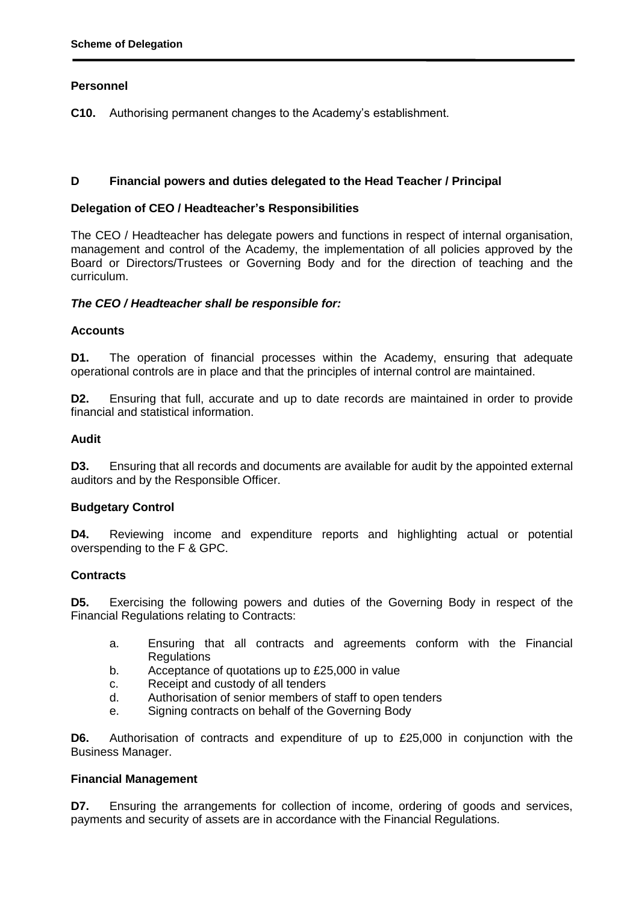### Personnel

**C10.** Authorising permanent changes to the Academy's establishment.

## D Financial powers and duties delegated to the Head Teacher / Principal

### Delegation of CEO / Headteacher's Responsibilities

The CEO / Headteacher has delegate powers and functions in respect of internal organisation, management and control of the Academy, the implementation of all policies approved by the Board or Directors/Trustees or Governing Body and for the direction of teaching and the curriculum.

***The CEO / Headteacher shall be responsible for:***

### Accounts

**D1.** The operation of financial processes within the Academy, ensuring that adequate operational controls are in place and that the principles of internal control are maintained.

**D2.** Ensuring that full, accurate and up to date records are maintained in order to provide financial and statistical information.

### Audit

**D3.** Ensuring that all records and documents are available for audit by the appointed external auditors and by the Responsible Officer.

### Budgetary Control

**D4.** Reviewing income and expenditure reports and highlighting actual or potential overspending to the F & GPC.

### Contracts

**D5.** Exercising the following powers and duties of the Governing Body in respect of the Financial Regulations relating to Contracts:

a. Ensuring that all contracts and agreements conform with the Financial Regulations
b. Acceptance of quotations up to £25,000 in value
c. Receipt and custody of all tenders
d. Authorisation of senior members of staff to open tenders
e. Signing contracts on behalf of the Governing Body

**D6.** Authorisation of contracts and expenditure of up to £25,000 in conjunction with the Business Manager.

### Financial Management

**D7.** Ensuring the arrangements for collection of income, ordering of goods and services, payments and security of assets are in accordance with the Financial Regulations.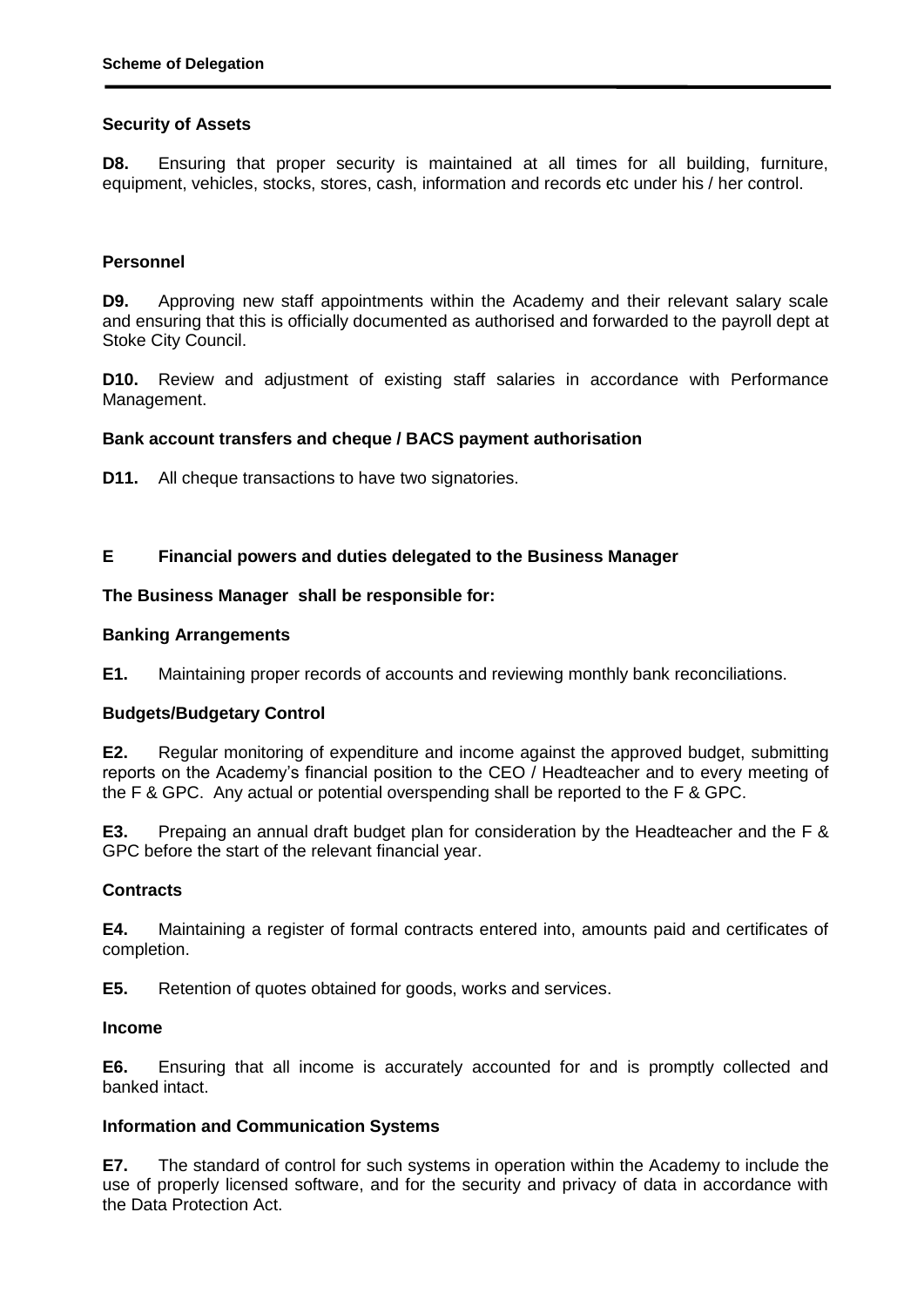**Security of Assets**

**D8.** Ensuring that proper security is maintained at all times for all building, furniture, equipment, vehicles, stocks, stores, cash, information and records etc under his / her control.

**Personnel**

**D9.** Approving new staff appointments within the Academy and their relevant salary scale and ensuring that this is officially documented as authorised and forwarded to the payroll dept at Stoke City Council.

**D10.** Review and adjustment of existing staff salaries in accordance with Performance Management.

**Bank account transfers and cheque / BACS payment authorisation**

**D11.** All cheque transactions to have two signatories.

## E Financial powers and duties delegated to the Business Manager

**The Business Manager shall be responsible for:**

**Banking Arrangements**

**E1.** Maintaining proper records of accounts and reviewing monthly bank reconciliations.

**Budgets/Budgetary Control**

**E2.** Regular monitoring of expenditure and income against the approved budget, submitting reports on the Academy's financial position to the CEO / Headteacher and to every meeting of the F & GPC. Any actual or potential overspending shall be reported to the F & GPC.

**E3.** Prepaing an annual draft budget plan for consideration by the Headteacher and the F & GPC before the start of the relevant financial year.

**Contracts**

**E4.** Maintaining a register of formal contracts entered into, amounts paid and certificates of completion.

**E5.** Retention of quotes obtained for goods, works and services.

**Income**

**E6.** Ensuring that all income is accurately accounted for and is promptly collected and banked intact.

**Information and Communication Systems**

**E7.** The standard of control for such systems in operation within the Academy to include the use of properly licensed software, and for the security and privacy of data in accordance with the Data Protection Act.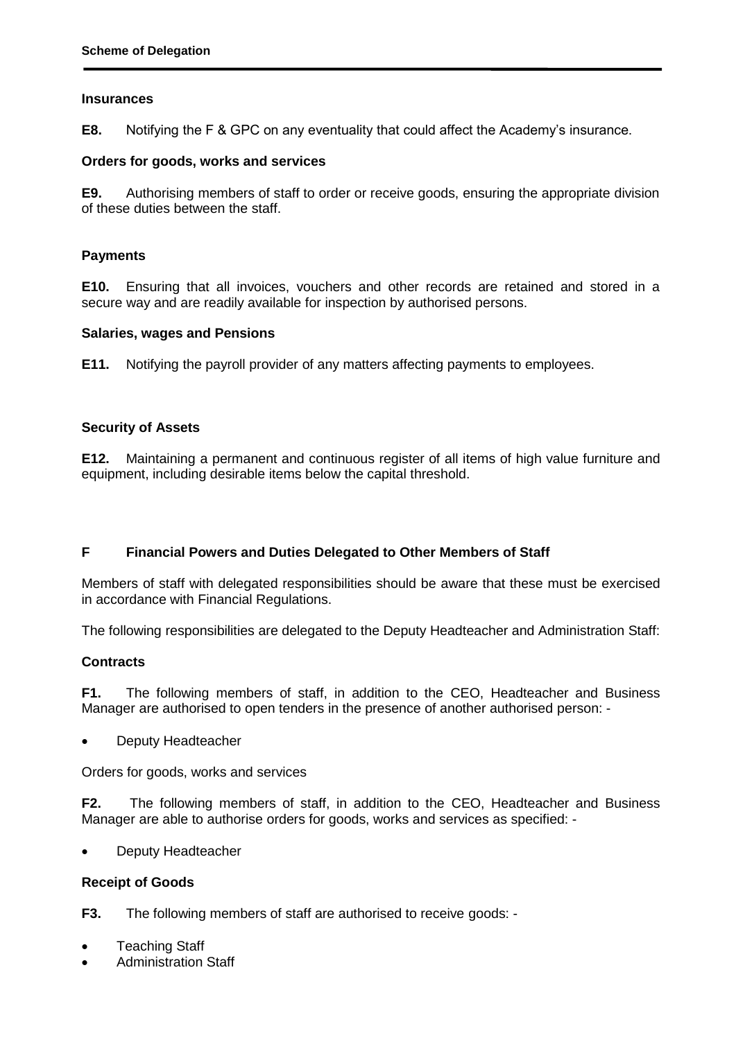### Insurances

**E8.** Notifying the F & GPC on any eventuality that could affect the Academy's insurance.

### Orders for goods, works and services

**E9.** Authorising members of staff to order or receive goods, ensuring the appropriate division of these duties between the staff.

### Payments

**E10.** Ensuring that all invoices, vouchers and other records are retained and stored in a secure way and are readily available for inspection by authorised persons.

### Salaries, wages and Pensions

**E11.** Notifying the payroll provider of any matters affecting payments to employees.

### Security of Assets

**E12.** Maintaining a permanent and continuous register of all items of high value furniture and equipment, including desirable items below the capital threshold.

## F Financial Powers and Duties Delegated to Other Members of Staff

Members of staff with delegated responsibilities should be aware that these must be exercised in accordance with Financial Regulations.

The following responsibilities are delegated to the Deputy Headteacher and Administration Staff:

### Contracts

**F1.** The following members of staff, in addition to the CEO, Headteacher and Business Manager are authorised to open tenders in the presence of another authorised person: -

- Deputy Headteacher

Orders for goods, works and services

**F2.** The following members of staff, in addition to the CEO, Headteacher and Business Manager are able to authorise orders for goods, works and services as specified: -

- Deputy Headteacher

### Receipt of Goods

**F3.** The following members of staff are authorised to receive goods: -

- Teaching Staff
- Administration Staff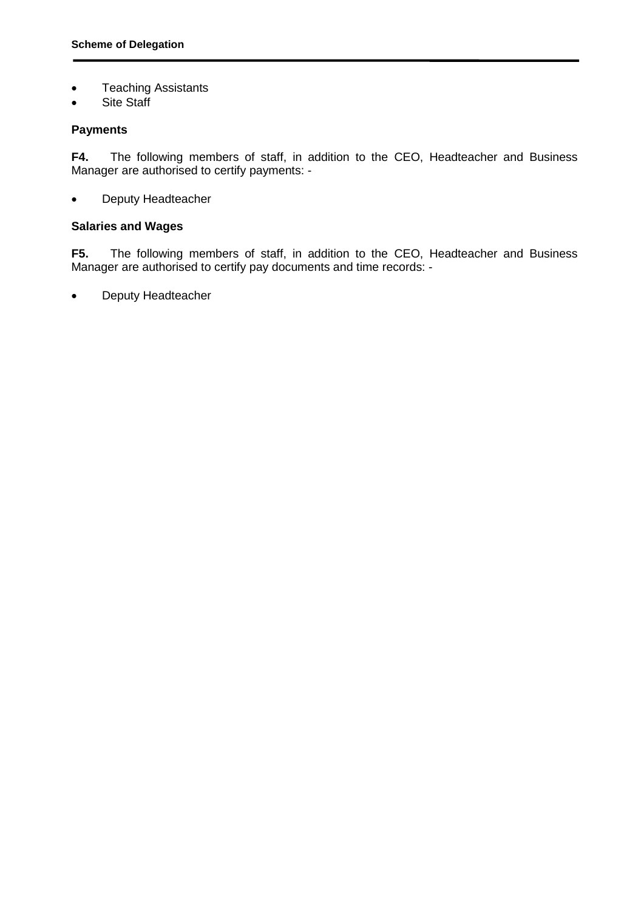- Teaching Assistants
- Site Staff

**Payments**

**F4.** The following members of staff, in addition to the CEO, Headteacher and Business Manager are authorised to certify payments: -

- Deputy Headteacher

**Salaries and Wages**

**F5.** The following members of staff, in addition to the CEO, Headteacher and Business Manager are authorised to certify pay documents and time records: -

- Deputy Headteacher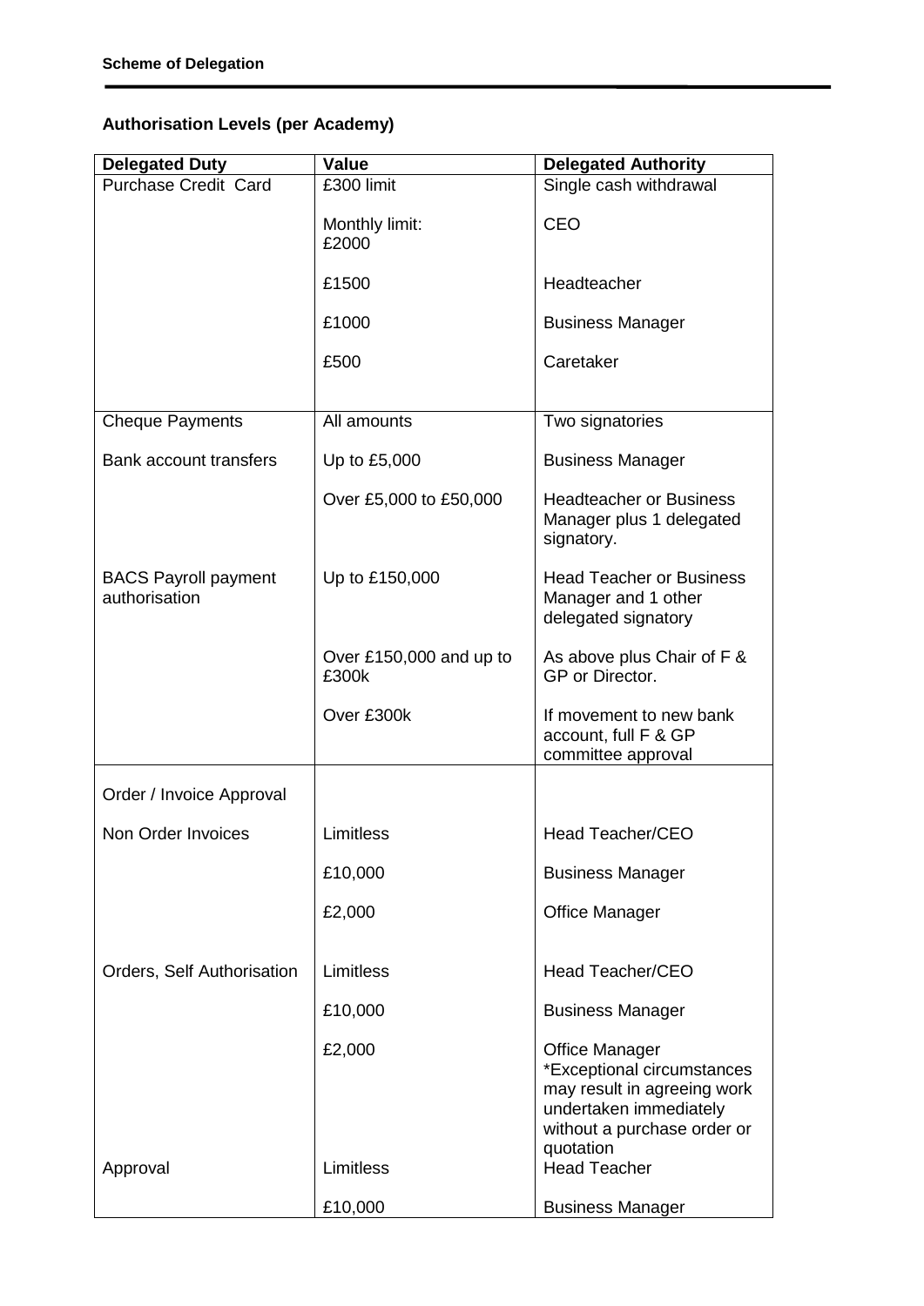## Authorisation Levels (per Academy)

| Delegated Duty | Value | Delegated Authority |
|---|---|---|
| Purchase Credit Card | £300 limit | Single cash withdrawal |
| | Monthly limit: £2000 | CEO |
| | £1500 | Headteacher |
| | £1000 | Business Manager |
| | £500 | Caretaker |
| Cheque Payments | All amounts | Two signatories |
| Bank account transfers | Up to £5,000 | Business Manager |
| | Over £5,000 to £50,000 | Headteacher or Business Manager plus 1 delegated signatory. |
| BACS Payroll payment authorisation | Up to £150,000 | Head Teacher or Business Manager and 1 other delegated signatory |
| | Over £150,000 and up to £300k | As above plus Chair of F & GP or Director. |
| | Over £300k | If movement to new bank account, full F & GP committee approval |
| Order / Invoice Approval | | |
| Non Order Invoices | Limitless | Head Teacher/CEO |
| | £10,000 | Business Manager |
| | £2,000 | Office Manager |
| Orders, Self Authorisation | Limitless | Head Teacher/CEO |
| | £10,000 | Business Manager |
| | £2,000 | Office Manager *Exceptional circumstances may result in agreeing work undertaken immediately without a purchase order or quotation |
| Approval | Limitless | Head Teacher |
| | £10,000 | Business Manager |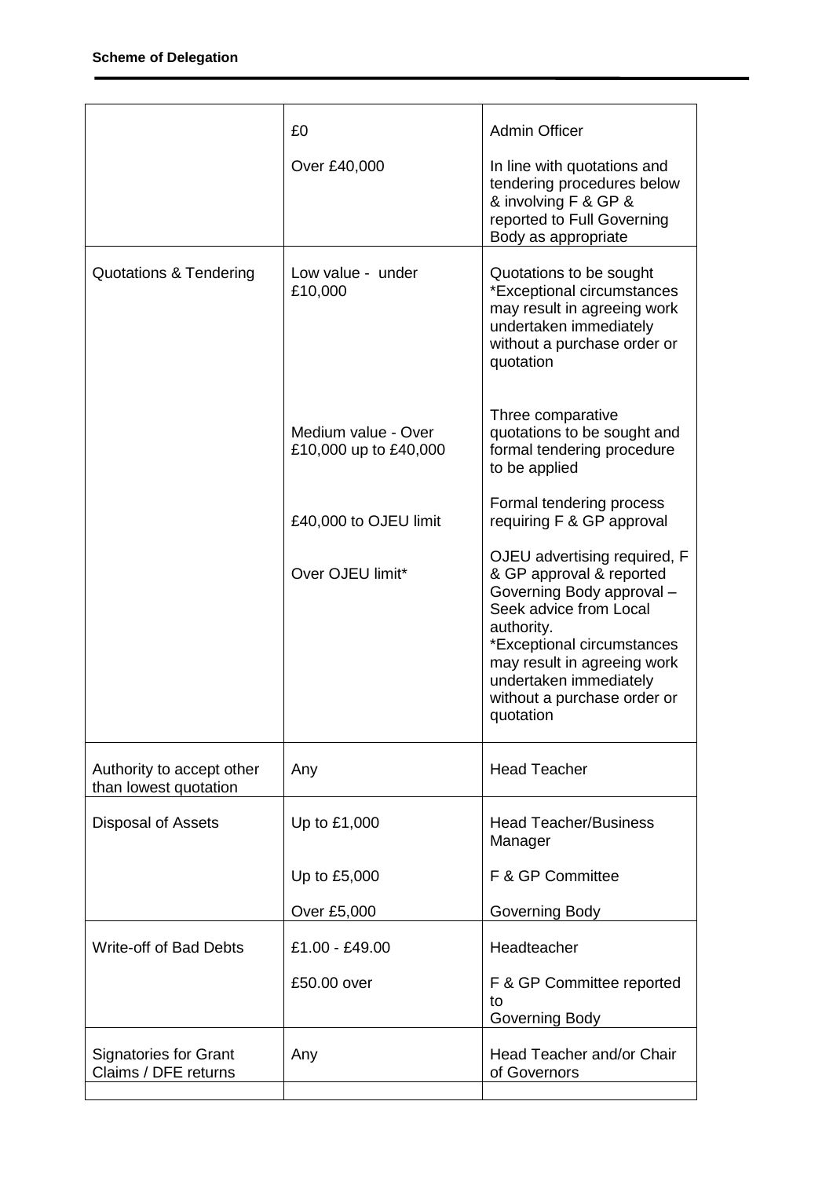| | | |
|---|---|---|
| | £0<br><br>Over £40,000 | Admin Officer<br><br>In line with quotations and tendering procedures below & involving F & GP & reported to Full Governing Body as appropriate |
| Quotations & Tendering | Low value - under £10,000<br><br>Medium value - Over £10,000 up to £40,000<br><br>£40,000 to OJEU limit<br><br>Over OJEU limit* | Quotations to be sought *Exceptional circumstances may result in agreeing work undertaken immediately without a purchase order or quotation<br><br>Three comparative quotations to be sought and formal tendering procedure to be applied<br><br>Formal tendering process requiring F & GP approval<br><br>OJEU advertising required, F & GP approval & reported Governing Body approval – Seek advice from Local authority. *Exceptional circumstances may result in agreeing work undertaken immediately without a purchase order or quotation |
| Authority to accept other than lowest quotation | Any | Head Teacher |
| Disposal of Assets | Up to £1,000<br><br>Up to £5,000<br><br>Over £5,000 | Head Teacher/Business Manager<br><br>F & GP Committee<br><br>Governing Body |
| Write-off of Bad Debts | £1.00 - £49.00<br><br>£50.00 over | Headteacher<br><br>F & GP Committee reported to Governing Body |
| Signatories for Grant Claims / DFE returns | Any | Head Teacher and/or Chair of Governors |
| | | |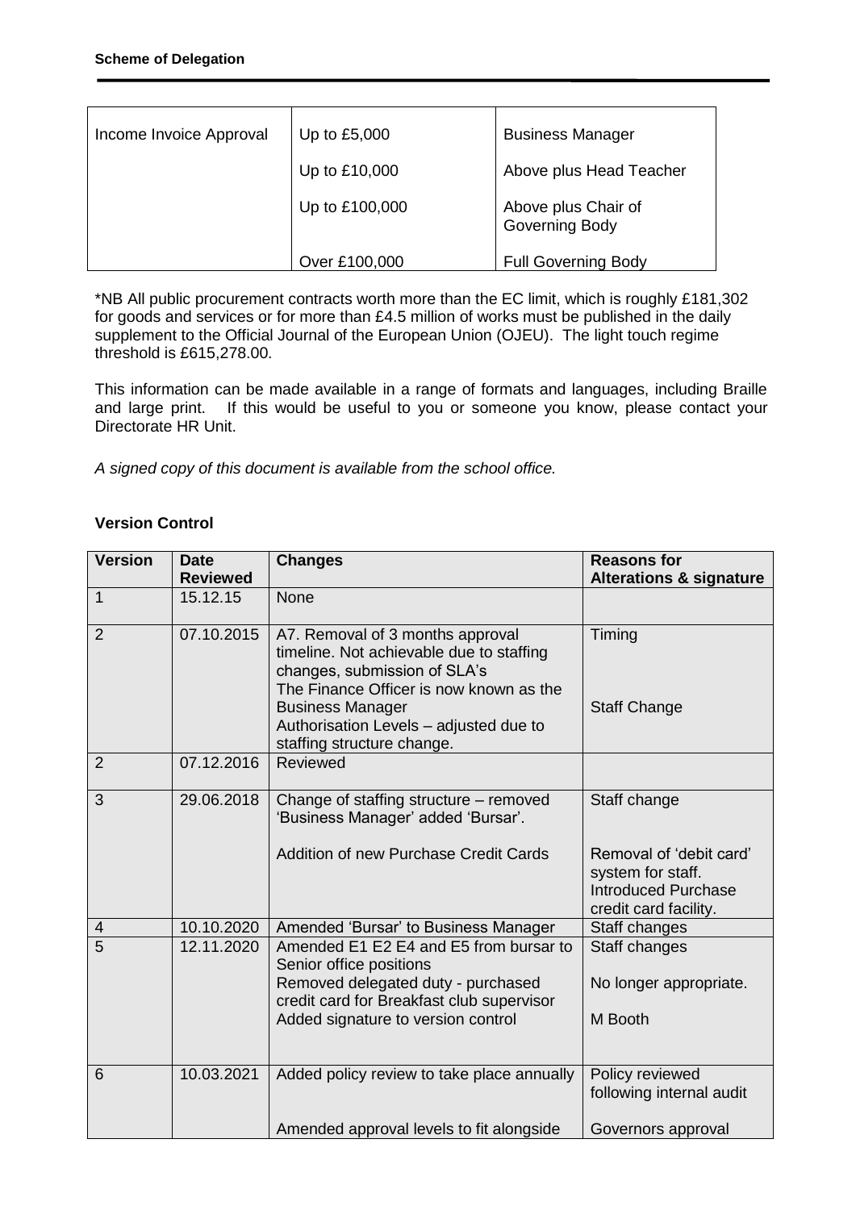| Income Invoice Approval | Up to £5,000 | Business Manager |
| --- | --- | --- |
| | Up to £10,000 | Above plus Head Teacher |
| | Up to £100,000 | Above plus Chair of Governing Body |
| | Over £100,000 | Full Governing Body |

*NB All public procurement contracts worth more than the EC limit, which is roughly £181,302 for goods and services or for more than £4.5 million of works must be published in the daily supplement to the Official Journal of the European Union (OJEU). The light touch regime threshold is £615,278.00.

This information can be made available in a range of formats and languages, including Braille and large print. If this would be useful to you or someone you know, please contact your Directorate HR Unit.

*A signed copy of this document is available from the school office.*

**Version Control**

| Version | Date Reviewed | Changes | Reasons for Alterations & signature |
| --- | --- | --- | --- |
| 1 | 15.12.15 | None | |
| 2 | 07.10.2015 | A7. Removal of 3 months approval timeline. Not achievable due to staffing changes, submission of SLA's<br>The Finance Officer is now known as the Business Manager<br>Authorisation Levels – adjusted due to staffing structure change. | Timing<br><br>Staff Change |
| 2 | 07.12.2016 | Reviewed | |
| 3 | 29.06.2018 | Change of staffing structure – removed 'Business Manager' added 'Bursar'.<br><br>Addition of new Purchase Credit Cards | Staff change<br><br>Removal of 'debit card' system for staff. Introduced Purchase credit card facility. |
| 4 | 10.10.2020 | Amended 'Bursar' to Business Manager | Staff changes |
| 5 | 12.11.2020 | Amended E1 E2 E4 and E5 from bursar to Senior office positions<br>Removed delegated duty - purchased credit card for Breakfast club supervisor<br>Added signature to version control | Staff changes<br><br>No longer appropriate.<br><br>M Booth |
| 6 | 10.03.2021 | Added policy review to take place annually<br><br>Amended approval levels to fit alongside | Policy reviewed following internal audit<br><br>Governors approval |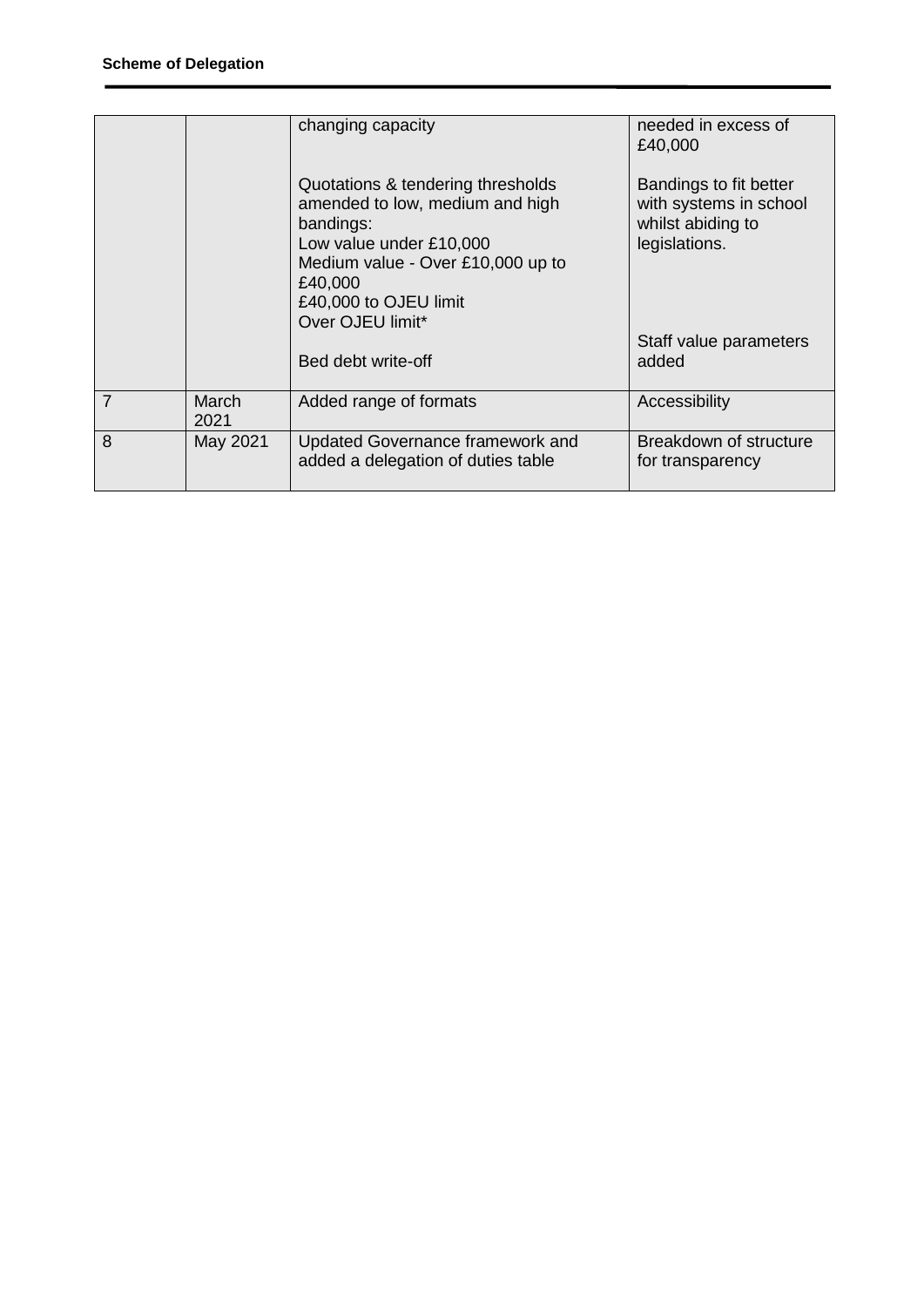| | | | |
|---|---|---|---|
| | | changing capacity<br><br>Quotations & tendering thresholds amended to low, medium and high bandings:<br>Low value under £10,000<br>Medium value - Over £10,000 up to £40,000<br>£40,000 to OJEU limit<br>Over OJEU limit*<br><br>Bed debt write-off | needed in excess of £40,000<br><br>Bandings to fit better with systems in school whilst abiding to legislations.<br><br>Staff value parameters added |
| 7 | March 2021 | Added range of formats | Accessibility |
| 8 | May 2021 | Updated Governance framework and added a delegation of duties table | Breakdown of structure for transparency |